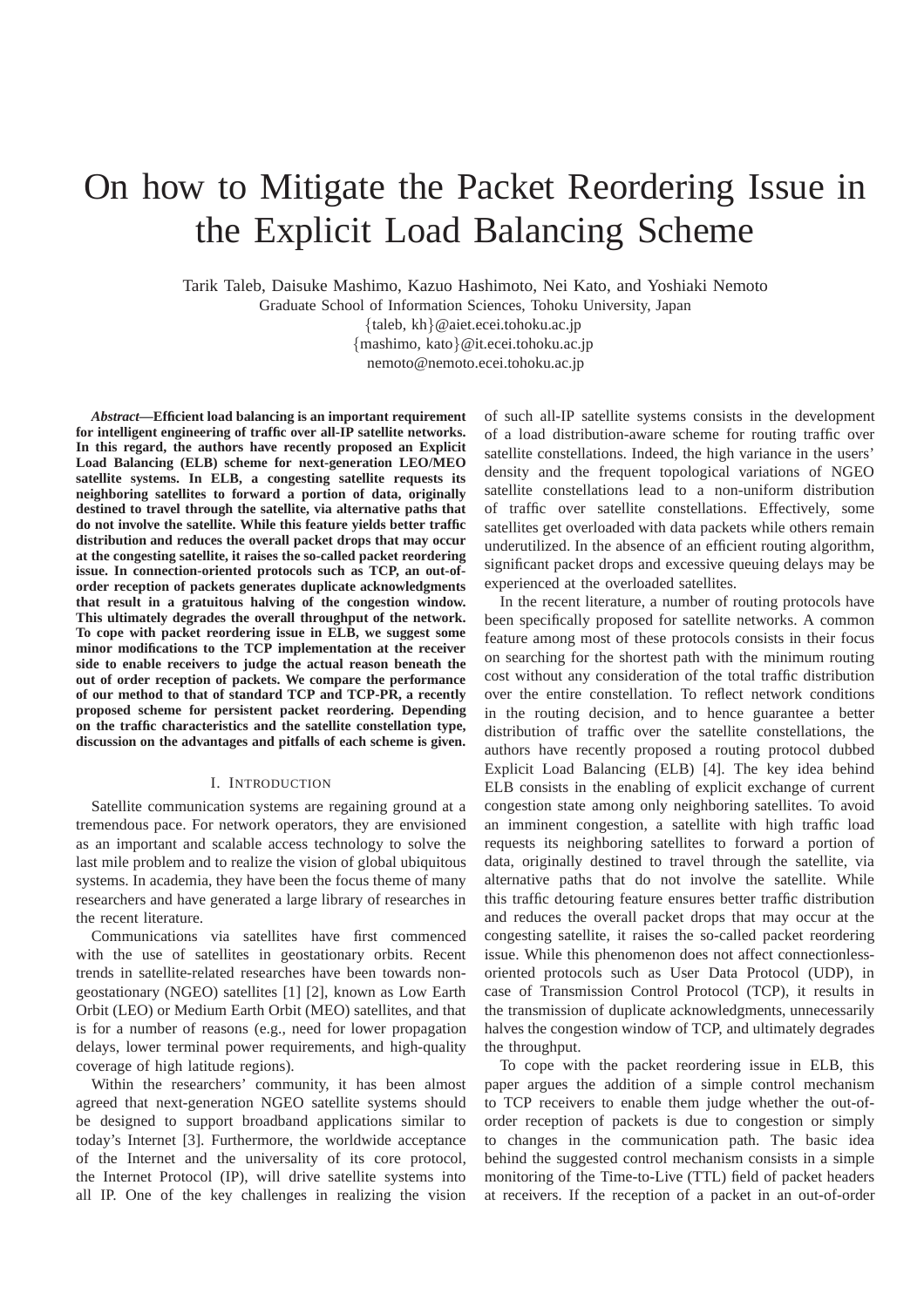# On how to Mitigate the Packet Reordering Issue in the Explicit Load Balancing Scheme

Tarik Taleb, Daisuke Mashimo, Kazuo Hashimoto, Nei Kato, and Yoshiaki Nemoto

Graduate School of Information Sciences, Tohoku University, Japan

{taleb, kh}@aiet.ecei.tohoku.ac.jp

{mashimo, kato}@it.ecei.tohoku.ac.jp

nemoto@nemoto.ecei.tohoku.ac.jp

***Abstract*—Efficient load balancing is an important requirement for intelligent engineering of traffic over all-IP satellite networks. In this regard, the authors have recently proposed an Explicit Load Balancing (ELB) scheme for next-generation LEO/MEO satellite systems. In ELB, a congesting satellite requests its neighboring satellites to forward a portion of data, originally destined to travel through the satellite, via alternative paths that do not involve the satellite. While this feature yields better traffic distribution and reduces the overall packet drops that may occur at the congesting satellite, it raises the so-called packet reordering issue. In connection-oriented protocols such as TCP, an out-of-order reception of packets generates duplicate acknowledgments that result in a gratuitous halving of the congestion window. This ultimately degrades the overall throughput of the network. To cope with packet reordering issue in ELB, we suggest some minor modifications to the TCP implementation at the receiver side to enable receivers to judge the actual reason beneath the out of order reception of packets. We compare the performance of our method to that of standard TCP and TCP-PR, a recently proposed scheme for persistent packet reordering. Depending on the traffic characteristics and the satellite constellation type, discussion on the advantages and pitfalls of each scheme is given.**

## I. Introduction

Satellite communication systems are regaining ground at a tremendous pace. For network operators, they are envisioned as an important and scalable access technology to solve the last mile problem and to realize the vision of global ubiquitous systems. In academia, they have been the focus theme of many researchers and have generated a large library of researches in the recent literature.

Communications via satellites have first commenced with the use of satellites in geostationary orbits. Recent trends in satellite-related researches have been towards non-geostationary (NGEO) satellites [1] [2], known as Low Earth Orbit (LEO) or Medium Earth Orbit (MEO) satellites, and that is for a number of reasons (e.g., need for lower propagation delays, lower terminal power requirements, and high-quality coverage of high latitude regions).

Within the researchers' community, it has been almost agreed that next-generation NGEO satellite systems should be designed to support broadband applications similar to today's Internet [3]. Furthermore, the worldwide acceptance of the Internet and the universality of its core protocol, the Internet Protocol (IP), will drive satellite systems into all IP. One of the key challenges in realizing the vision of such all-IP satellite systems consists in the development of a load distribution-aware scheme for routing traffic over satellite constellations. Indeed, the high variance in the users' density and the frequent topological variations of NGEO satellite constellations lead to a non-uniform distribution of traffic over satellite constellations. Effectively, some satellites get overloaded with data packets while others remain underutilized. In the absence of an efficient routing algorithm, significant packet drops and excessive queuing delays may be experienced at the overloaded satellites.

In the recent literature, a number of routing protocols have been specifically proposed for satellite networks. A common feature among most of these protocols consists in their focus on searching for the shortest path with the minimum routing cost without any consideration of the total traffic distribution over the entire constellation. To reflect network conditions in the routing decision, and to hence guarantee a better distribution of traffic over the satellite constellations, the authors have recently proposed a routing protocol dubbed Explicit Load Balancing (ELB) [4]. The key idea behind ELB consists in the enabling of explicit exchange of current congestion state among only neighboring satellites. To avoid an imminent congestion, a satellite with high traffic load requests its neighboring satellites to forward a portion of data, originally destined to travel through the satellite, via alternative paths that do not involve the satellite. While this traffic detouring feature ensures better traffic distribution and reduces the overall packet drops that may occur at the congesting satellite, it raises the so-called packet reordering issue. While this phenomenon does not affect connectionless-oriented protocols such as User Data Protocol (UDP), in case of Transmission Control Protocol (TCP), it results in the transmission of duplicate acknowledgments, unnecessarily halves the congestion window of TCP, and ultimately degrades the throughput.

To cope with the packet reordering issue in ELB, this paper argues the addition of a simple control mechanism to TCP receivers to enable them judge whether the out-of-order reception of packets is due to congestion or simply to changes in the communication path. The basic idea behind the suggested control mechanism consists in a simple monitoring of the Time-to-Live (TTL) field of packet headers at receivers. If the reception of a packet in an out-of-order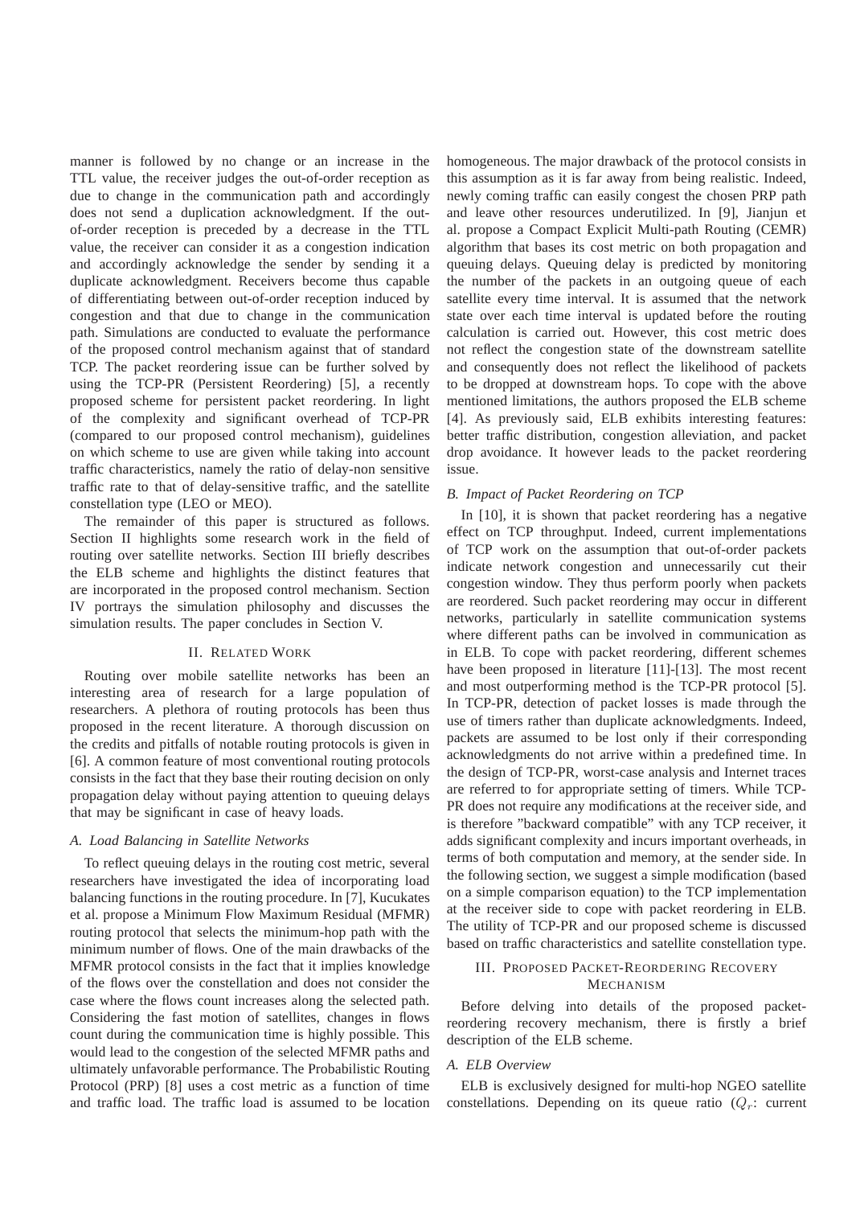manner is followed by no change or an increase in the TTL value, the receiver judges the out-of-order reception as due to change in the communication path and accordingly does not send a duplication acknowledgment. If the out-of-order reception is preceded by a decrease in the TTL value, the receiver can consider it as a congestion indication and accordingly acknowledge the sender by sending it a duplicate acknowledgment. Receivers become thus capable of differentiating between out-of-order reception induced by congestion and that due to change in the communication path. Simulations are conducted to evaluate the performance of the proposed control mechanism against that of standard TCP. The packet reordering issue can be further solved by using the TCP-PR (Persistent Reordering) [5], a recently proposed scheme for persistent packet reordering. In light of the complexity and significant overhead of TCP-PR (compared to our proposed control mechanism), guidelines on which scheme to use are given while taking into account traffic characteristics, namely the ratio of delay-non sensitive traffic rate to that of delay-sensitive traffic, and the satellite constellation type (LEO or MEO).

The remainder of this paper is structured as follows. Section II highlights some research work in the field of routing over satellite networks. Section III briefly describes the ELB scheme and highlights the distinct features that are incorporated in the proposed control mechanism. Section IV portrays the simulation philosophy and discusses the simulation results. The paper concludes in Section V.

## II. Related Work

Routing over mobile satellite networks has been an interesting area of research for a large population of researchers. A plethora of routing protocols has been thus proposed in the recent literature. A thorough discussion on the credits and pitfalls of notable routing protocols is given in [6]. A common feature of most conventional routing protocols consists in the fact that they base their routing decision on only propagation delay without paying attention to queuing delays that may be significant in case of heavy loads.

### *A. Load Balancing in Satellite Networks*

To reflect queuing delays in the routing cost metric, several researchers have investigated the idea of incorporating load balancing functions in the routing procedure. In [7], Kucukates et al. propose a Minimum Flow Maximum Residual (MFMR) routing protocol that selects the minimum-hop path with the minimum number of flows. One of the main drawbacks of the MFMR protocol consists in the fact that it implies knowledge of the flows over the constellation and does not consider the case where the flows count increases along the selected path. Considering the fast motion of satellites, changes in flows count during the communication time is highly possible. This would lead to the congestion of the selected MFMR paths and ultimately unfavorable performance. The Probabilistic Routing Protocol (PRP) [8] uses a cost metric as a function of time and traffic load. The traffic load is assumed to be location homogeneous. The major drawback of the protocol consists in this assumption as it is far away from being realistic. Indeed, newly coming traffic can easily congest the chosen PRP path and leave other resources underutilized. In [9], Jianjun et al. propose a Compact Explicit Multi-path Routing (CEMR) algorithm that bases its cost metric on both propagation and queuing delays. Queuing delay is predicted by monitoring the number of the packets in an outgoing queue of each satellite every time interval. It is assumed that the network state over each time interval is updated before the routing calculation is carried out. However, this cost metric does not reflect the congestion state of the downstream satellite and consequently does not reflect the likelihood of packets to be dropped at downstream hops. To cope with the above mentioned limitations, the authors proposed the ELB scheme [4]. As previously said, ELB exhibits interesting features: better traffic distribution, congestion alleviation, and packet drop avoidance. It however leads to the packet reordering issue.

### *B. Impact of Packet Reordering on TCP*

In [10], it is shown that packet reordering has a negative effect on TCP throughput. Indeed, current implementations of TCP work on the assumption that out-of-order packets indicate network congestion and unnecessarily cut their congestion window. They thus perform poorly when packets are reordered. Such packet reordering may occur in different networks, particularly in satellite communication systems where different paths can be involved in communication as in ELB. To cope with packet reordering, different schemes have been proposed in literature [11]-[13]. The most recent and most outperforming method is the TCP-PR protocol [5]. In TCP-PR, detection of packet losses is made through the use of timers rather than duplicate acknowledgments. Indeed, packets are assumed to be lost only if their corresponding acknowledgments do not arrive within a predefined time. In the design of TCP-PR, worst-case analysis and Internet traces are referred to for appropriate setting of timers. While TCP-PR does not require any modifications at the receiver side, and is therefore "backward compatible" with any TCP receiver, it adds significant complexity and incurs important overheads, in terms of both computation and memory, at the sender side. In the following section, we suggest a simple modification (based on a simple comparison equation) to the TCP implementation at the receiver side to cope with packet reordering in ELB. The utility of TCP-PR and our proposed scheme is discussed based on traffic characteristics and satellite constellation type.

## III. Proposed Packet-Reordering Recovery Mechanism

Before delving into details of the proposed packet-reordering recovery mechanism, there is firstly a brief description of the ELB scheme.

### *A. ELB Overview*

ELB is exclusively designed for multi-hop NGEO satellite constellations. Depending on its queue ratio ($Q_r$: current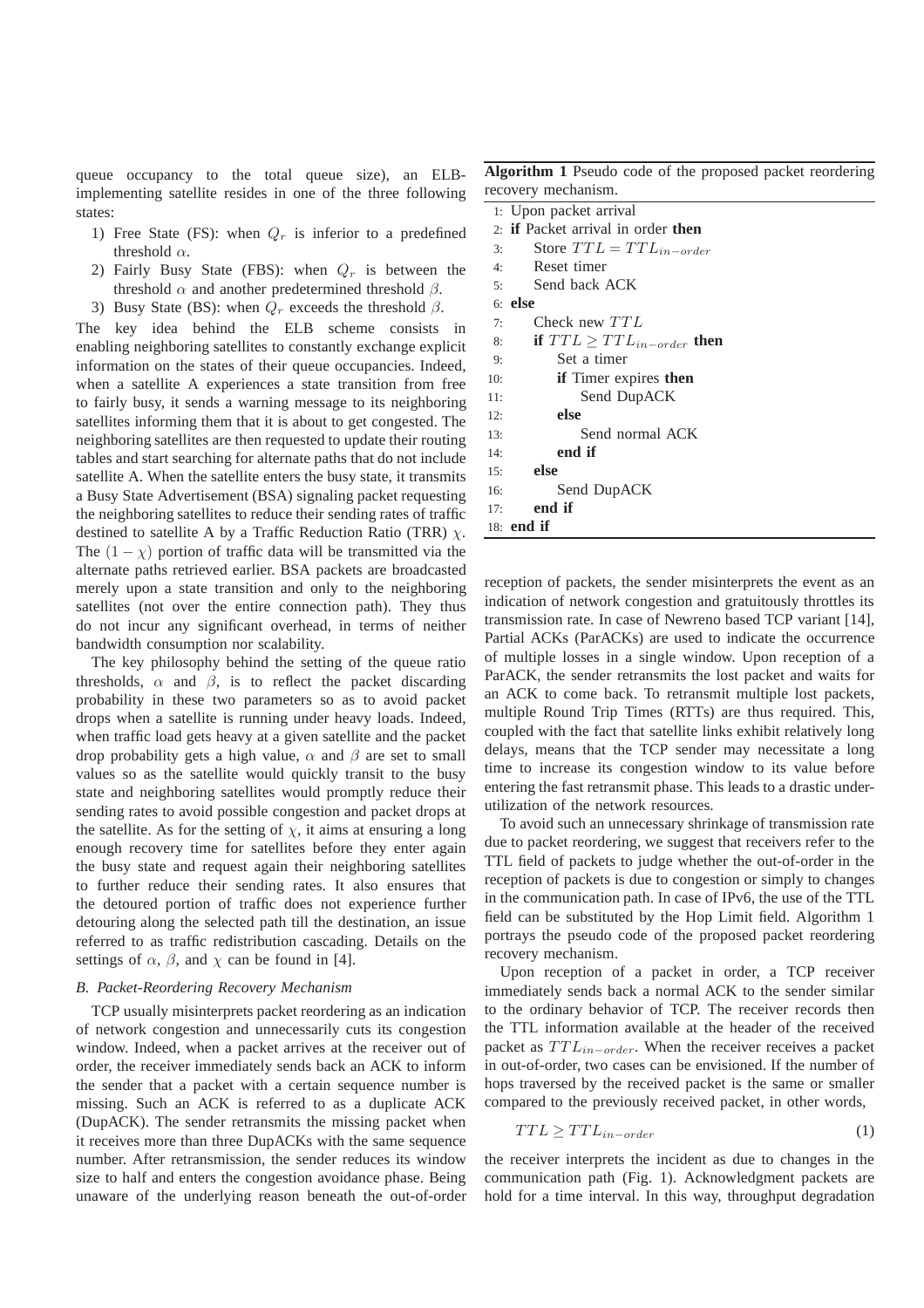queue occupancy to the total queue size), an ELB-implementing satellite resides in one of the three following states:

1) Free State (FS): when $Q_r$ is inferior to a predefined threshold $\alpha$.
2) Fairly Busy State (FBS): when $Q_r$ is between the threshold $\alpha$ and another predetermined threshold $\beta$.
3) Busy State (BS): when $Q_r$ exceeds the threshold $\beta$.

The key idea behind the ELB scheme consists in enabling neighboring satellites to constantly exchange explicit information on the states of their queue occupancies. Indeed, when a satellite A experiences a state transition from free to fairly busy, it sends a warning message to its neighboring satellites informing them that it is about to get congested. The neighboring satellites are then requested to update their routing tables and start searching for alternate paths that do not include satellite A. When the satellite enters the busy state, it transmits a Busy State Advertisement (BSA) signaling packet requesting the neighboring satellites to reduce their sending rates of traffic destined to satellite A by a Traffic Reduction Ratio (TRR) $\chi$. The $(1-\chi)$ portion of traffic data will be transmitted via the alternate paths retrieved earlier. BSA packets are broadcasted merely upon a state transition and only to the neighboring satellites (not over the entire connection path). They thus do not incur any significant overhead, in terms of neither bandwidth consumption nor scalability.

The key philosophy behind the setting of the queue ratio thresholds, $\alpha$ and $\beta$, is to reflect the packet discarding probability in these two parameters so as to avoid packet drops when a satellite is running under heavy loads. Indeed, when traffic load gets heavy at a given satellite and the packet drop probability gets a high value, $\alpha$ and $\beta$ are set to small values so as the satellite would quickly transit to the busy state and neighboring satellites would promptly reduce their sending rates to avoid possible congestion and packet drops at the satellite. As for the setting of $\chi$, it aims at ensuring a long enough recovery time for satellites before they enter again the busy state and request again their neighboring satellites to further reduce their sending rates. It also ensures that the detoured portion of traffic does not experience further detouring along the selected path till the destination, an issue referred to as traffic redistribution cascading. Details on the settings of $\alpha$, $\beta$, and $\chi$ can be found in [4].

### *B. Packet-Reordering Recovery Mechanism*

TCP usually misinterprets packet reordering as an indication of network congestion and unnecessarily cuts its congestion window. Indeed, when a packet arrives at the receiver out of order, the receiver immediately sends back an ACK to inform the sender that a packet with a certain sequence number is missing. Such an ACK is referred to as a duplicate ACK (DupACK). The sender retransmits the missing packet when it receives more than three DupACKs with the same sequence number. After retransmission, the sender reduces its window size to half and enters the congestion avoidance phase. Being unaware of the underlying reason beneath the out-of-order reception of packets, the sender misinterprets the event as an indication of network congestion and gratuitously throttles its transmission rate. In case of Newreno based TCP variant [14], Partial ACKs (ParACKs) are used to indicate the occurrence of multiple losses in a single window. Upon reception of a ParACK, the sender retransmits the lost packet and waits for an ACK to come back. To retransmit multiple lost packets, multiple Round Trip Times (RTTs) are thus required. This, coupled with the fact that satellite links exhibit relatively long delays, means that the TCP sender may necessitate a long time to increase its congestion window to its value before entering the fast retransmit phase. This leads to a drastic under-utilization of the network resources.

**Algorithm 1** Pseudo code of the proposed packet reordering recovery mechanism.

```
1:  Upon packet arrival
2:  if Packet arrival in order then
3:      Store TTL = TTL_in-order
4:      Reset timer
5:      Send back ACK
6:  else
7:      Check new TTL
8:      if TTL ≥ TTL_in-order then
9:          Set a timer
10:         if Timer expires then
11:             Send DupACK
12:         else
13:             Send normal ACK
14:         end if
15:     else
16:         Send DupACK
17:     end if
18: end if
```

To avoid such an unnecessary shrinkage of transmission rate due to packet reordering, we suggest that receivers refer to the TTL field of packets to judge whether the out-of-order in the reception of packets is due to congestion or simply to changes in the communication path. In case of IPv6, the use of the TTL field can be substituted by the Hop Limit field. Algorithm 1 portrays the pseudo code of the proposed packet reordering recovery mechanism.

Upon reception of a packet in order, a TCP receiver immediately sends back a normal ACK to the sender similar to the ordinary behavior of TCP. The receiver records then the TTL information available at the header of the received packet as $TTL_{in-order}$. When the receiver receives a packet in out-of-order, two cases can be envisioned. If the number of hops traversed by the received packet is the same or smaller compared to the previously received packet, in other words,

$$TTL \geq TTL_{in-order} \tag{1}$$

the receiver interprets the incident as due to changes in the communication path (Fig. 1). Acknowledgment packets are hold for a time interval. In this way, throughput degradation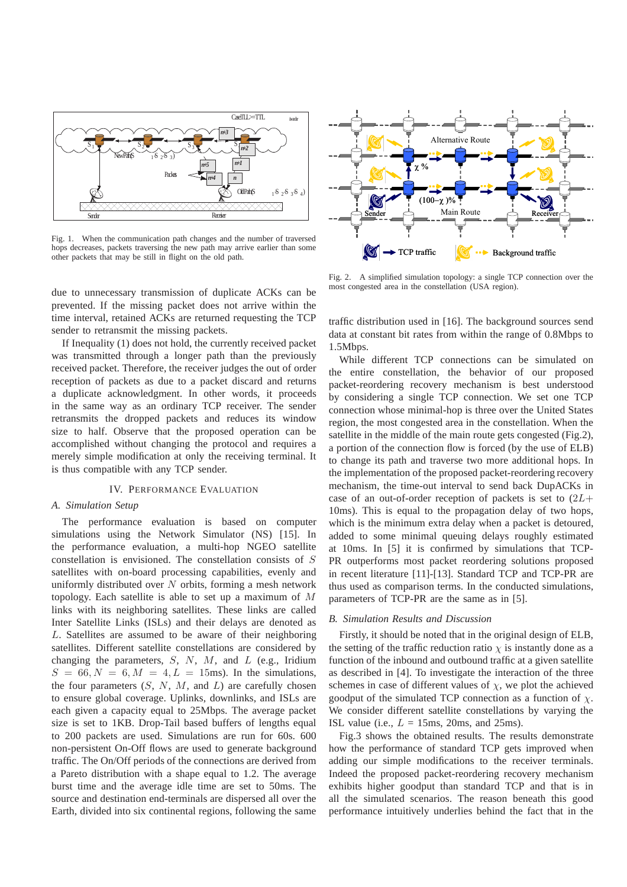Fig. 1. When the communication path changes and the number of traversed hops decreases, packets traversing the new path may arrive earlier than some other packets that may be still in flight on the old path.

Fig. 2. A simplified simulation topology: a single TCP connection over the most congested area in the constellation (USA region).

due to unnecessary transmission of duplicate ACKs can be prevented. If the missing packet does not arrive within the time interval, retained ACKs are returned requesting the TCP sender to retransmit the missing packets.

If Inequality (1) does not hold, the currently received packet was transmitted through a longer path than the previously received packet. Therefore, the receiver judges the out of order reception of packets as due to a packet discard and returns a duplicate acknowledgment. In other words, it proceeds in the same way as an ordinary TCP receiver. The sender retransmits the dropped packets and reduces its window size to half. Observe that the proposed operation can be accomplished without changing the protocol and requires a merely simple modification at only the receiving terminal. It is thus compatible with any TCP sender.

## IV. Performance Evaluation

### A. Simulation Setup

The performance evaluation is based on computer simulations using the Network Simulator (NS) [15]. In the performance evaluation, a multi-hop NGEO satellite constellation is envisioned. The constellation consists of $S$ satellites with on-board processing capabilities, evenly and uniformly distributed over $N$ orbits, forming a mesh network topology. Each satellite is able to set up a maximum of $M$ links with its neighboring satellites. These links are called Inter Satellite Links (ISLs) and their delays are denoted as $L$. Satellites are assumed to be aware of their neighboring satellites. Different satellite constellations are considered by changing the parameters, $S$, $N$, $M$, and $L$ (e.g., Iridium $S = 66, N = 6, M = 4, L = 15$ms). In the simulations, the four parameters ($S$, $N$, $M$, and $L$) are carefully chosen to ensure global coverage. Uplinks, downlinks, and ISLs are each given a capacity equal to 25Mbps. The average packet size is set to 1KB. Drop-Tail based buffers of lengths equal to 200 packets are used. Simulations are run for 60s. 600 non-persistent On-Off flows are used to generate background traffic. The On/Off periods of the connections are derived from a Pareto distribution with a shape equal to 1.2. The average burst time and the average idle time are set to 50ms. The source and destination end-terminals are dispersed all over the Earth, divided into six continental regions, following the same traffic distribution used in [16]. The background sources send data at constant bit rates from within the range of 0.8Mbps to 1.5Mbps.

While different TCP connections can be simulated on the entire constellation, the behavior of our proposed packet-reordering recovery mechanism is best understood by considering a single TCP connection. We set one TCP connection whose minimal-hop is three over the United States region, the most congested area in the constellation. When the satellite in the middle of the main route gets congested (Fig.2), a portion of the connection flow is forced (by the use of ELB) to change its path and traverse two more additional hops. In the implementation of the proposed packet-reordering recovery mechanism, the time-out interval to send back DupACKs in case of an out-of-order reception of packets is set to ($2L+$ 10ms). This is equal to the propagation delay of two hops, which is the minimum extra delay when a packet is detoured, added to some minimal queuing delays roughly estimated at 10ms. In [5] it is confirmed by simulations that TCP-PR outperforms most packet reordering solutions proposed in recent literature [11]-[13]. Standard TCP and TCP-PR are thus used as comparison terms. In the conducted simulations, parameters of TCP-PR are the same as in [5].

### B. Simulation Results and Discussion

Firstly, it should be noted that in the original design of ELB, the setting of the traffic reduction ratio $\chi$ is instantly done as a function of the inbound and outbound traffic at a given satellite as described in [4]. To investigate the interaction of the three schemes in case of different values of $\chi$, we plot the achieved goodput of the simulated TCP connection as a function of $\chi$. We consider different satellite constellations by varying the ISL value (i.e., $L$ = 15ms, 20ms, and 25ms).

Fig.3 shows the obtained results. The results demonstrate how the performance of standard TCP gets improved when adding our simple modifications to the receiver terminals. Indeed the proposed packet-reordering recovery mechanism exhibits higher goodput than standard TCP and that is in all the simulated scenarios. The reason beneath this good performance intuitively underlies behind the fact that in the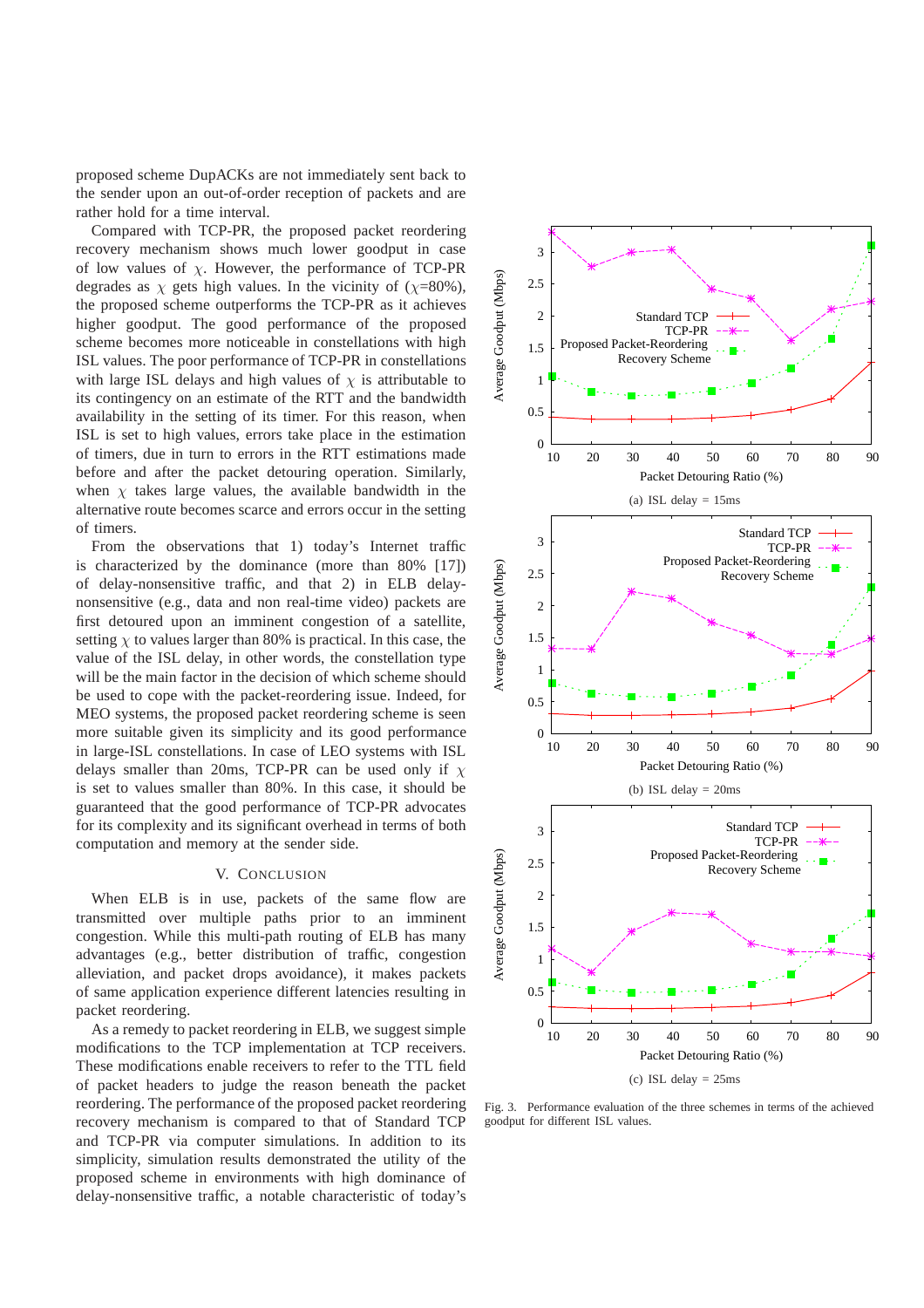proposed scheme DupACKs are not immediately sent back to the sender upon an out-of-order reception of packets and are rather hold for a time interval.

Compared with TCP-PR, the proposed packet reordering recovery mechanism shows much lower goodput in case of low values of $\chi$. However, the performance of TCP-PR degrades as $\chi$ gets high values. In the vicinity of ($\chi$=80%), the proposed scheme outperforms the TCP-PR as it achieves higher goodput. The good performance of the proposed scheme becomes more noticeable in constellations with high ISL values. The poor performance of TCP-PR in constellations with large ISL delays and high values of $\chi$ is attributable to its contingency on an estimate of the RTT and the bandwidth availability in the setting of its timer. For this reason, when ISL is set to high values, errors take place in the estimation of timers, due in turn to errors in the RTT estimations made before and after the packet detouring operation. Similarly, when $\chi$ takes large values, the available bandwidth in the alternative route becomes scarce and errors occur in the setting of timers.

From the observations that 1) today's Internet traffic is characterized by the dominance (more than 80% [17]) of delay-nonsensitive traffic, and that 2) in ELB delay-nonsensitive (e.g., data and non real-time video) packets are first detoured upon an imminent congestion of a satellite, setting $\chi$ to values larger than 80% is practical. In this case, the value of the ISL delay, in other words, the constellation type will be the main factor in the decision of which scheme should be used to cope with the packet-reordering issue. Indeed, for MEO systems, the proposed packet reordering scheme is seen more suitable given its simplicity and its good performance in large-ISL constellations. In case of LEO systems with ISL delays smaller than 20ms, TCP-PR can be used only if $\chi$ is set to values smaller than 80%. In this case, it should be guaranteed that the good performance of TCP-PR advocates for its complexity and its significant overhead in terms of both computation and memory at the sender side.

## V. Conclusion

When ELB is in use, packets of the same flow are transmitted over multiple paths prior to an imminent congestion. While this multi-path routing of ELB has many advantages (e.g., better distribution of traffic, congestion alleviation, and packet drops avoidance), it makes packets of same application experience different latencies resulting in packet reordering.

As a remedy to packet reordering in ELB, we suggest simple modifications to the TCP implementation at TCP receivers. These modifications enable receivers to refer to the TTL field of packet headers to judge the reason beneath the packet reordering. The performance of the proposed packet reordering recovery mechanism is compared to that of Standard TCP and TCP-PR via computer simulations. In addition to its simplicity, simulation results demonstrated the utility of the proposed scheme in environments with high dominance of delay-nonsensitive traffic, a notable characteristic of today's

(a) ISL delay = 15ms

(b) ISL delay = 20ms

(c) ISL delay = 25ms

Fig. 3. Performance evaluation of the three schemes in terms of the achieved goodput for different ISL values.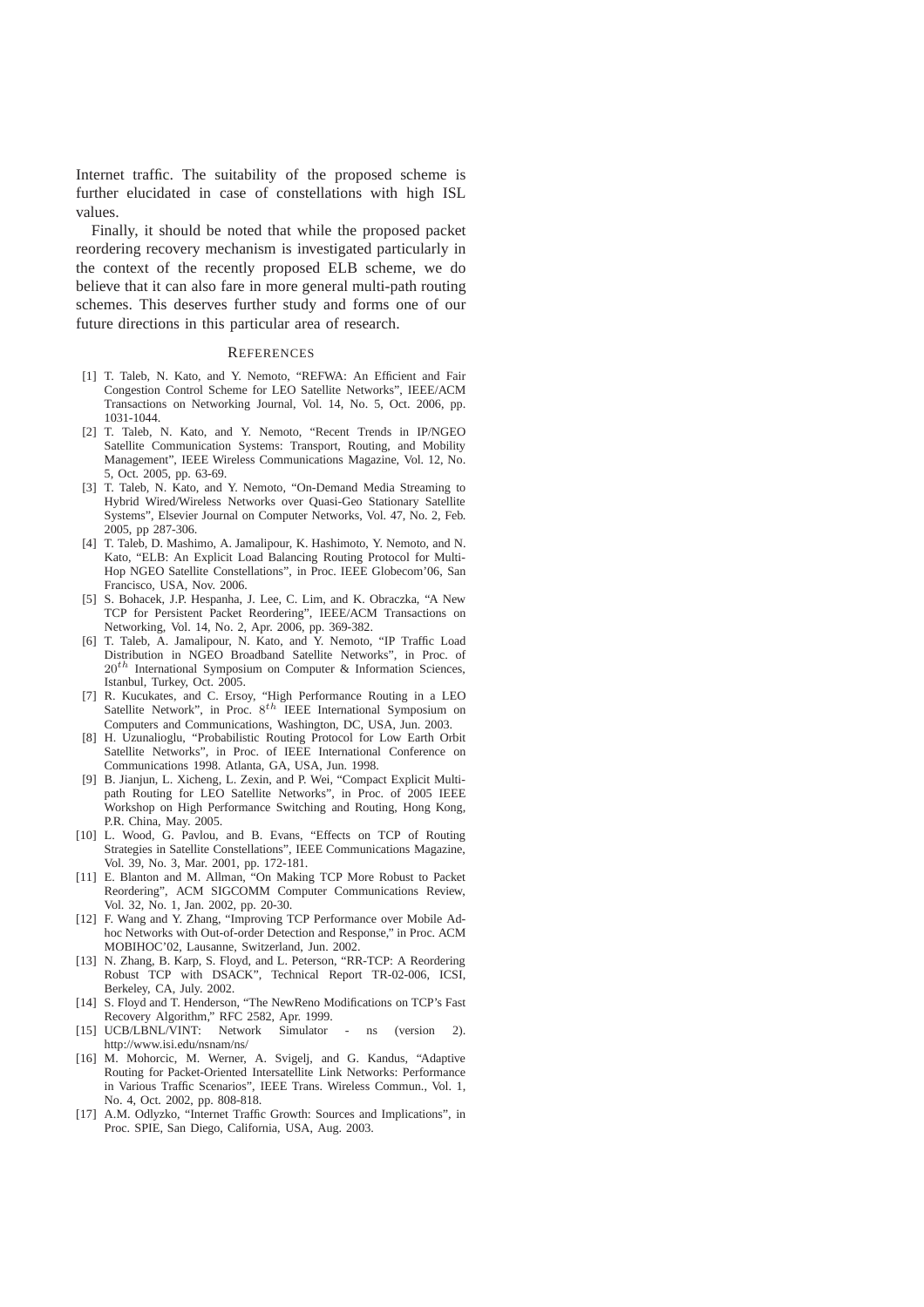Internet traffic. The suitability of the proposed scheme is further elucidated in case of constellations with high ISL values.

Finally, it should be noted that while the proposed packet reordering recovery mechanism is investigated particularly in the context of the recently proposed ELB scheme, we do believe that it can also fare in more general multi-path routing schemes. This deserves further study and forms one of our future directions in this particular area of research.

## REFERENCES

[1] T. Taleb, N. Kato, and Y. Nemoto, "REFWA: An Efficient and Fair Congestion Control Scheme for LEO Satellite Networks", IEEE/ACM Transactions on Networking Journal, Vol. 14, No. 5, Oct. 2006, pp. 1031-1044.

[2] T. Taleb, N. Kato, and Y. Nemoto, "Recent Trends in IP/NGEO Satellite Communication Systems: Transport, Routing, and Mobility Management", IEEE Wireless Communications Magazine, Vol. 12, No. 5, Oct. 2005, pp. 63-69.

[3] T. Taleb, N. Kato, and Y. Nemoto, "On-Demand Media Streaming to Hybrid Wired/Wireless Networks over Quasi-Geo Stationary Satellite Systems", Elsevier Journal on Computer Networks, Vol. 47, No. 2, Feb. 2005, pp 287-306.

[4] T. Taleb, D. Mashimo, A. Jamalipour, K. Hashimoto, Y. Nemoto, and N. Kato, "ELB: An Explicit Load Balancing Routing Protocol for Multi-Hop NGEO Satellite Constellations", in Proc. IEEE Globecom'06, San Francisco, USA, Nov. 2006.

[5] S. Bohacek, J.P. Hespanha, J. Lee, C. Lim, and K. Obraczka, "A New TCP for Persistent Packet Reordering", IEEE/ACM Transactions on Networking, Vol. 14, No. 2, Apr. 2006, pp. 369-382.

[6] T. Taleb, A. Jamalipour, N. Kato, and Y. Nemoto, "IP Traffic Load Distribution in NGEO Broadband Satellite Networks", in Proc. of $20^{th}$ International Symposium on Computer & Information Sciences, Istanbul, Turkey, Oct. 2005.

[7] R. Kucukates, and C. Ersoy, "High Performance Routing in a LEO Satellite Network", in Proc. $8^{th}$ IEEE International Symposium on Computers and Communications, Washington, DC, USA, Jun. 2003.

[8] H. Uzunalioglu, "Probabilistic Routing Protocol for Low Earth Orbit Satellite Networks", in Proc. of IEEE International Conference on Communications 1998. Atlanta, GA, USA, Jun. 1998.

[9] B. Jianjun, L. Xicheng, L. Zexin, and P. Wei, "Compact Explicit Multi-path Routing for LEO Satellite Networks", in Proc. of 2005 IEEE Workshop on High Performance Switching and Routing, Hong Kong, P.R. China, May. 2005.

[10] L. Wood, G. Pavlou, and B. Evans, "Effects on TCP of Routing Strategies in Satellite Constellations", IEEE Communications Magazine, Vol. 39, No. 3, Mar. 2001, pp. 172-181.

[11] E. Blanton and M. Allman, "On Making TCP More Robust to Packet Reordering", ACM SIGCOMM Computer Communications Review, Vol. 32, No. 1, Jan. 2002, pp. 20-30.

[12] F. Wang and Y. Zhang, "Improving TCP Performance over Mobile Ad-hoc Networks with Out-of-order Detection and Response," in Proc. ACM MOBIHOC'02, Lausanne, Switzerland, Jun. 2002.

[13] N. Zhang, B. Karp, S. Floyd, and L. Peterson, "RR-TCP: A Reordering Robust TCP with DSACK", Technical Report TR-02-006, ICSI, Berkeley, CA, July. 2002.

[14] S. Floyd and T. Henderson, "The NewReno Modifications on TCP's Fast Recovery Algorithm," RFC 2582, Apr. 1999.

[15] UCB/LBNL/VINT: Network Simulator - ns (version 2). http://www.isi.edu/nsnam/ns/

[16] M. Mohorcic, M. Werner, A. Svigelj, and G. Kandus, "Adaptive Routing for Packet-Oriented Intersatellite Link Networks: Performance in Various Traffic Scenarios", IEEE Trans. Wireless Commun., Vol. 1, No. 4, Oct. 2002, pp. 808-818.

[17] A.M. Odlyzko, "Internet Traffic Growth: Sources and Implications", in Proc. SPIE, San Diego, California, USA, Aug. 2003.